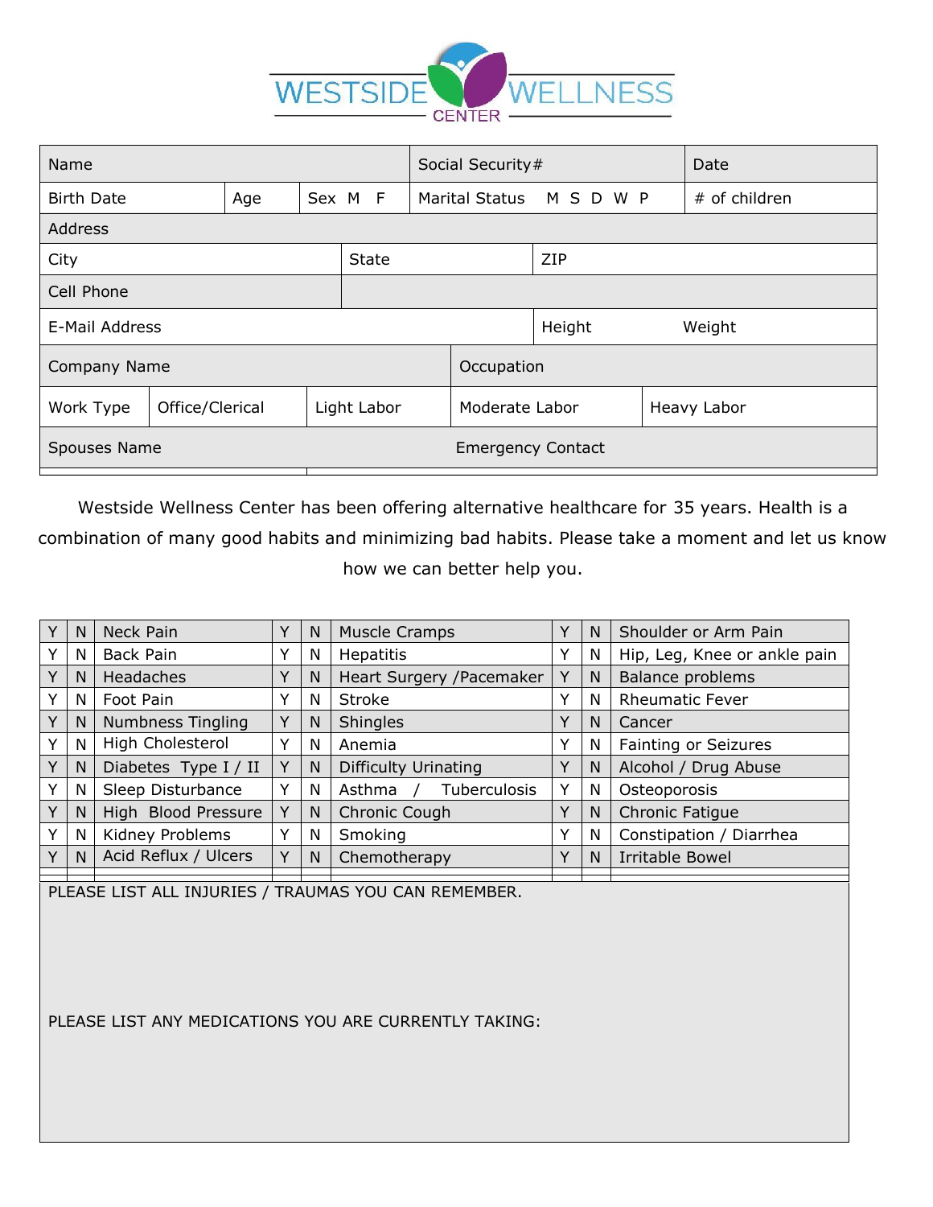# WESTSIDE WELLNESS CENTER

| Name | | | Social Security# | Date |
|---|---|---|---|---|
| Birth Date | Age | Sex M F | Marital Status M S D W P | # of children |
| Address | | | | |
| City | | State | ZIP | |
| Cell Phone | | | | |
| E-Mail Address | | | Height | Weight |
| Company Name | | | Occupation | |
| Work Type | Office/Clerical | Light Labor | Moderate Labor | Heavy Labor |
| Spouses Name | | | Emergency Contact | |

Westside Wellness Center has been offering alternative healthcare for 35 years. Health is a combination of many good habits and minimizing bad habits. Please take a moment and let us know how we can better help you.

| Y | N | Condition | Y | N | Condition | Y | N | Condition |
|---|---|---|---|---|---|---|---|---|
| Y | N | Neck Pain | Y | N | Muscle Cramps | Y | N | Shoulder or Arm Pain |
| Y | N | Back Pain | Y | N | Hepatitis | Y | N | Hip, Leg, Knee or ankle pain |
| Y | N | Headaches | Y | N | Heart Surgery /Pacemaker | Y | N | Balance problems |
| Y | N | Foot Pain | Y | N | Stroke | Y | N | Rheumatic Fever |
| Y | N | Numbness Tingling | Y | N | Shingles | Y | N | Cancer |
| Y | N | High Cholesterol | Y | N | Anemia | Y | N | Fainting or Seizures |
| Y | N | Diabetes Type I / II | Y | N | Difficulty Urinating | Y | N | Alcohol / Drug Abuse |
| Y | N | Sleep Disturbance | Y | N | Asthma / Tuberculosis | Y | N | Osteoporosis |
| Y | N | High Blood Pressure | Y | N | Chronic Cough | Y | N | Chronic Fatigue |
| Y | N | Kidney Problems | Y | N | Smoking | Y | N | Constipation / Diarrhea |
| Y | N | Acid Reflux / Ulcers | Y | N | Chemotherapy | Y | N | Irritable Bowel |

PLEASE LIST ALL INJURIES / TRAUMAS YOU CAN REMEMBER.

PLEASE LIST ANY MEDICATIONS YOU ARE CURRENTLY TAKING: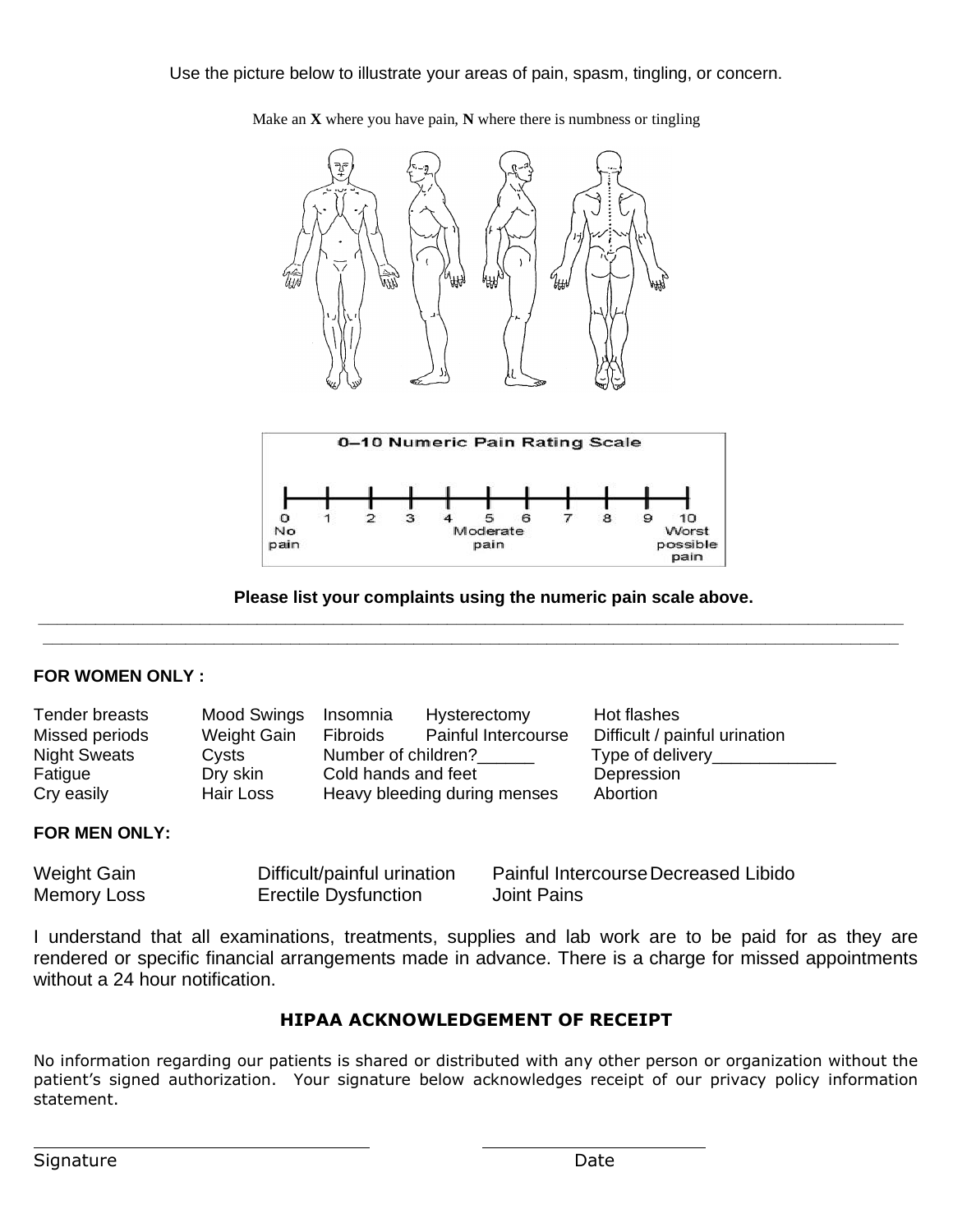Use the picture below to illustrate your areas of pain, spasm, tingling, or concern.

Make an **X** where you have pain, **N** where there is numbness or tingling

0–10 Numeric Pain Rating Scale

0 1 2 3 4 5 6 7 8 9 10

No pain

Moderate pain

Worst possible pain

**Please list your complaints using the numeric pain scale above.**

\_\_\_\_\_\_\_\_\_\_\_\_\_\_\_\_\_\_\_\_\_\_\_\_\_\_\_\_\_\_\_\_\_\_\_\_\_\_\_\_\_\_\_\_\_\_\_\_\_\_\_\_\_\_\_\_\_\_\_\_\_\_\_\_\_\_\_\_\_\_\_\_\_\_\_\_\_\_\_\_

\_\_\_\_\_\_\_\_\_\_\_\_\_\_\_\_\_\_\_\_\_\_\_\_\_\_\_\_\_\_\_\_\_\_\_\_\_\_\_\_\_\_\_\_\_\_\_\_\_\_\_\_\_\_\_\_\_\_\_\_\_\_\_\_\_\_\_\_\_\_\_\_\_\_\_\_\_\_\_\_

**FOR WOMEN ONLY :**

| | | | | |
|---|---|---|---|---|
| Tender breasts | Mood Swings | Insomnia | Hysterectomy | Hot flashes |
| Missed periods | Weight Gain | Fibroids | Painful Intercourse | Difficult / painful urination |
| Night Sweats | Cysts | Number of children?______ | | Type of delivery_____________ |
| Fatigue | Dry skin | Cold hands and feet | | Depression |
| Cry easily | Hair Loss | Heavy bleeding during menses | | Abortion |

**FOR MEN ONLY:**

| | | | |
|---|---|---|---|
| Weight Gain | Difficult/painful urination | Painful Intercourse | Decreased Libido |
| Memory Loss | Erectile Dysfunction | Joint Pains | |

I understand that all examinations, treatments, supplies and lab work are to be paid for as they are rendered or specific financial arrangements made in advance. There is a charge for missed appointments without a 24 hour notification.

**HIPAA ACKNOWLEDGEMENT OF RECEIPT**

No information regarding our patients is shared or distributed with any other person or organization without the patient's signed authorization. Your signature below acknowledges receipt of our privacy policy information statement.

\_\_\_\_\_\_\_\_\_\_\_\_\_\_\_\_\_\_\_\_\_\_\_\_\_\_\_\_\_\_\_\_ \_\_\_\_\_\_\_\_\_\_\_\_\_\_\_\_\_\_\_\_\_\_

Signature Date